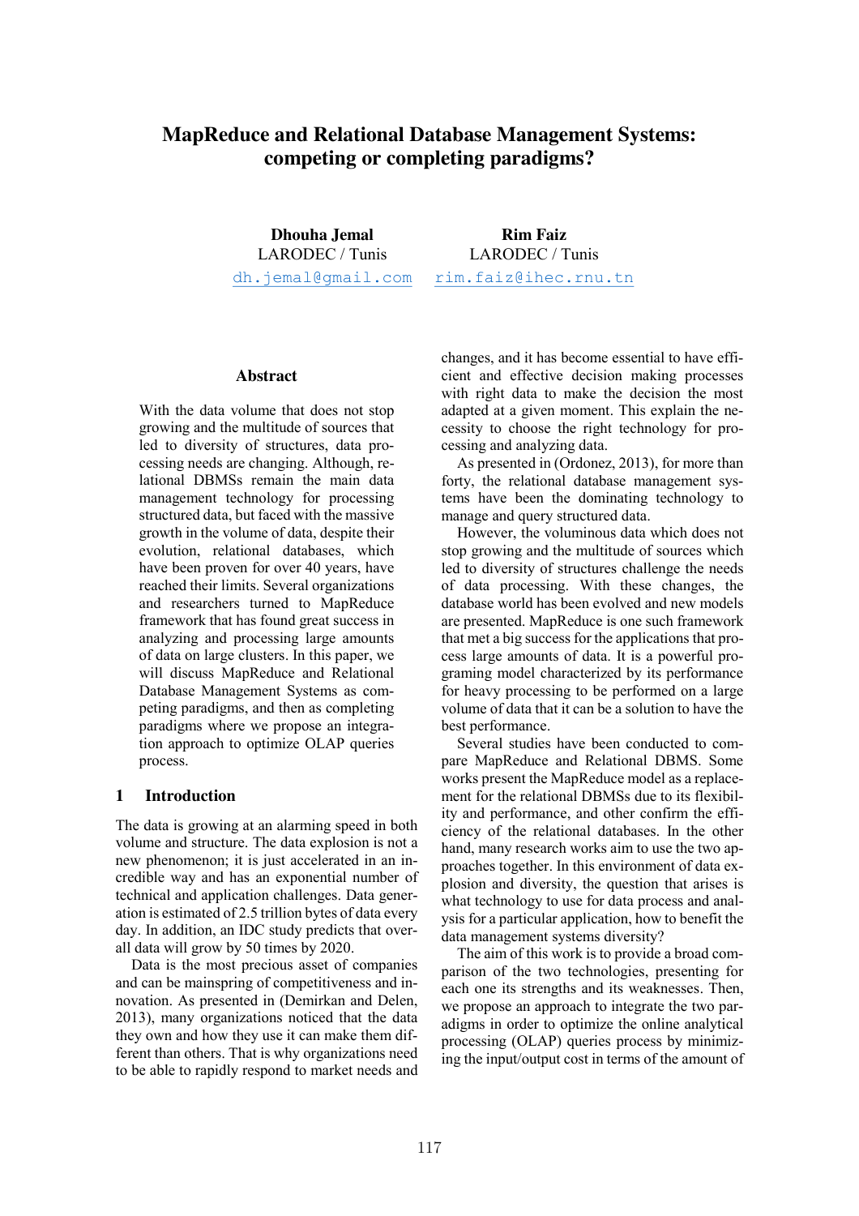# MapReduce and Relational Database Management Systems: competing or completing paradigms?

**Dhouha Jemal**
LARODEC / Tunis
dh.jemal@gmail.com

**Rim Faiz**
LARODEC / Tunis
rim.faiz@ihec.rnu.tn

## Abstract

With the data volume that does not stop growing and the multitude of sources that led to diversity of structures, data processing needs are changing. Although, relational DBMSs remain the main data management technology for processing structured data, but faced with the massive growth in the volume of data, despite their evolution, relational databases, which have been proven for over 40 years, have reached their limits. Several organizations and researchers turned to MapReduce framework that has found great success in analyzing and processing large amounts of data on large clusters. In this paper, we will discuss MapReduce and Relational Database Management Systems as competing paradigms, and then as completing paradigms where we propose an integration approach to optimize OLAP queries process.

## 1 Introduction

The data is growing at an alarming speed in both volume and structure. The data explosion is not a new phenomenon; it is just accelerated in an incredible way and has an exponential number of technical and application challenges. Data generation is estimated of 2.5 trillion bytes of data every day. In addition, an IDC study predicts that overall data will grow by 50 times by 2020.

Data is the most precious asset of companies and can be mainspring of competitiveness and innovation. As presented in (Demirkan and Delen, 2013), many organizations noticed that the data they own and how they use it can make them different than others. That is why organizations need to be able to rapidly respond to market needs and changes, and it has become essential to have efficient and effective decision making processes with right data to make the decision the most adapted at a given moment. This explain the necessity to choose the right technology for processing and analyzing data.

As presented in (Ordonez, 2013), for more than forty, the relational database management systems have been the dominating technology to manage and query structured data.

However, the voluminous data which does not stop growing and the multitude of sources which led to diversity of structures challenge the needs of data processing. With these changes, the database world has been evolved and new models are presented. MapReduce is one such framework that met a big success for the applications that process large amounts of data. It is a powerful programing model characterized by its performance for heavy processing to be performed on a large volume of data that it can be a solution to have the best performance.

Several studies have been conducted to compare MapReduce and Relational DBMS. Some works present the MapReduce model as a replacement for the relational DBMSs due to its flexibility and performance, and other confirm the efficiency of the relational databases. In the other hand, many research works aim to use the two approaches together. In this environment of data explosion and diversity, the question that arises is what technology to use for data process and analysis for a particular application, how to benefit the data management systems diversity?

The aim of this work is to provide a broad comparison of the two technologies, presenting for each one its strengths and its weaknesses. Then, we propose an approach to integrate the two paradigms in order to optimize the online analytical processing (OLAP) queries process by minimizing the input/output cost in terms of the amount of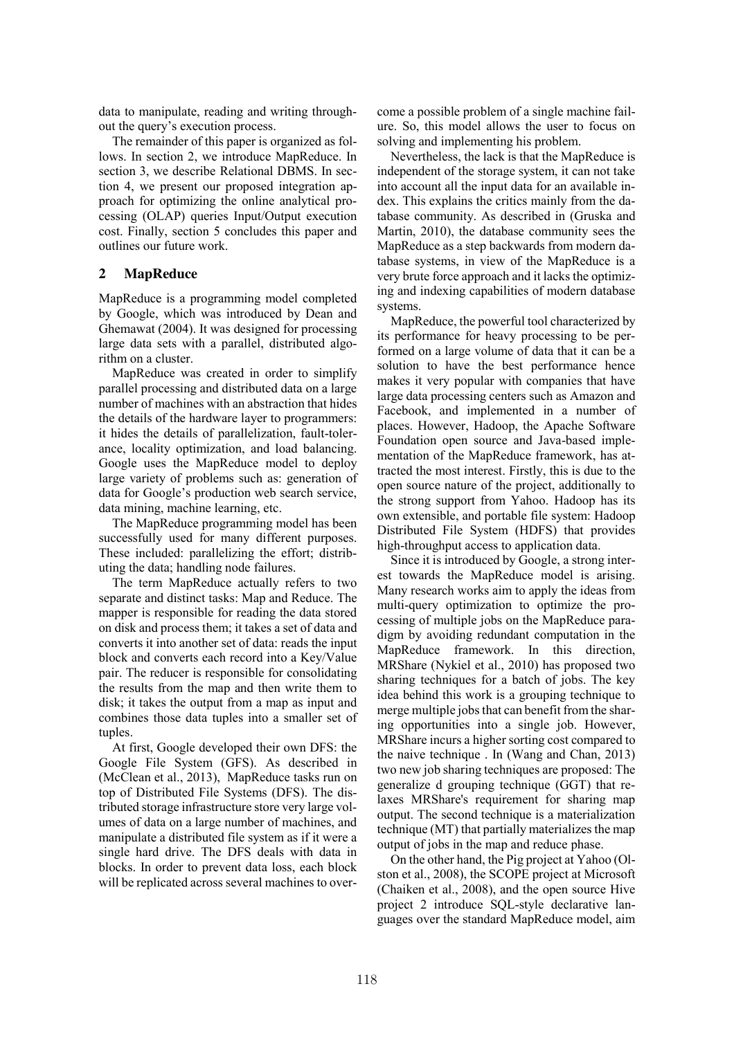data to manipulate, reading and writing throughout the query's execution process.

The remainder of this paper is organized as follows. In section 2, we introduce MapReduce. In section 3, we describe Relational DBMS. In section 4, we present our proposed integration approach for optimizing the online analytical processing (OLAP) queries Input/Output execution cost. Finally, section 5 concludes this paper and outlines our future work.

## 2 MapReduce

MapReduce is a programming model completed by Google, which was introduced by Dean and Ghemawat (2004). It was designed for processing large data sets with a parallel, distributed algorithm on a cluster.

MapReduce was created in order to simplify parallel processing and distributed data on a large number of machines with an abstraction that hides the details of the hardware layer to programmers: it hides the details of parallelization, fault-tolerance, locality optimization, and load balancing. Google uses the MapReduce model to deploy large variety of problems such as: generation of data for Google's production web search service, data mining, machine learning, etc.

The MapReduce programming model has been successfully used for many different purposes. These included: parallelizing the effort; distributing the data; handling node failures.

The term MapReduce actually refers to two separate and distinct tasks: Map and Reduce. The mapper is responsible for reading the data stored on disk and process them; it takes a set of data and converts it into another set of data: reads the input block and converts each record into a Key/Value pair. The reducer is responsible for consolidating the results from the map and then write them to disk; it takes the output from a map as input and combines those data tuples into a smaller set of tuples.

At first, Google developed their own DFS: the Google File System (GFS). As described in (McClean et al., 2013), MapReduce tasks run on top of Distributed File Systems (DFS). The distributed storage infrastructure store very large volumes of data on a large number of machines, and manipulate a distributed file system as if it were a single hard drive. The DFS deals with data in blocks. In order to prevent data loss, each block will be replicated across several machines to overcome a possible problem of a single machine failure. So, this model allows the user to focus on solving and implementing his problem.

Nevertheless, the lack is that the MapReduce is independent of the storage system, it can not take into account all the input data for an available index. This explains the critics mainly from the database community. As described in (Gruska and Martin, 2010), the database community sees the MapReduce as a step backwards from modern database systems, in view of the MapReduce is a very brute force approach and it lacks the optimizing and indexing capabilities of modern database systems.

MapReduce, the powerful tool characterized by its performance for heavy processing to be performed on a large volume of data that it can be a solution to have the best performance hence makes it very popular with companies that have large data processing centers such as Amazon and Facebook, and implemented in a number of places. However, Hadoop, the Apache Software Foundation open source and Java-based implementation of the MapReduce framework, has attracted the most interest. Firstly, this is due to the open source nature of the project, additionally to the strong support from Yahoo. Hadoop has its own extensible, and portable file system: Hadoop Distributed File System (HDFS) that provides high-throughput access to application data.

Since it is introduced by Google, a strong interest towards the MapReduce model is arising. Many research works aim to apply the ideas from multi-query optimization to optimize the processing of multiple jobs on the MapReduce paradigm by avoiding redundant computation in the MapReduce framework. In this direction, MRShare (Nykiel et al., 2010) has proposed two sharing techniques for a batch of jobs. The key idea behind this work is a grouping technique to merge multiple jobs that can benefit from the sharing opportunities into a single job. However, MRShare incurs a higher sorting cost compared to the naive technique . In (Wang and Chan, 2013) two new job sharing techniques are proposed: The generalize d grouping technique (GGT) that relaxes MRShare's requirement for sharing map output. The second technique is a materialization technique (MT) that partially materializes the map output of jobs in the map and reduce phase.

On the other hand, the Pig project at Yahoo (Olston et al., 2008), the SCOPE project at Microsoft (Chaiken et al., 2008), and the open source Hive project 2 introduce SQL-style declarative languages over the standard MapReduce model, aim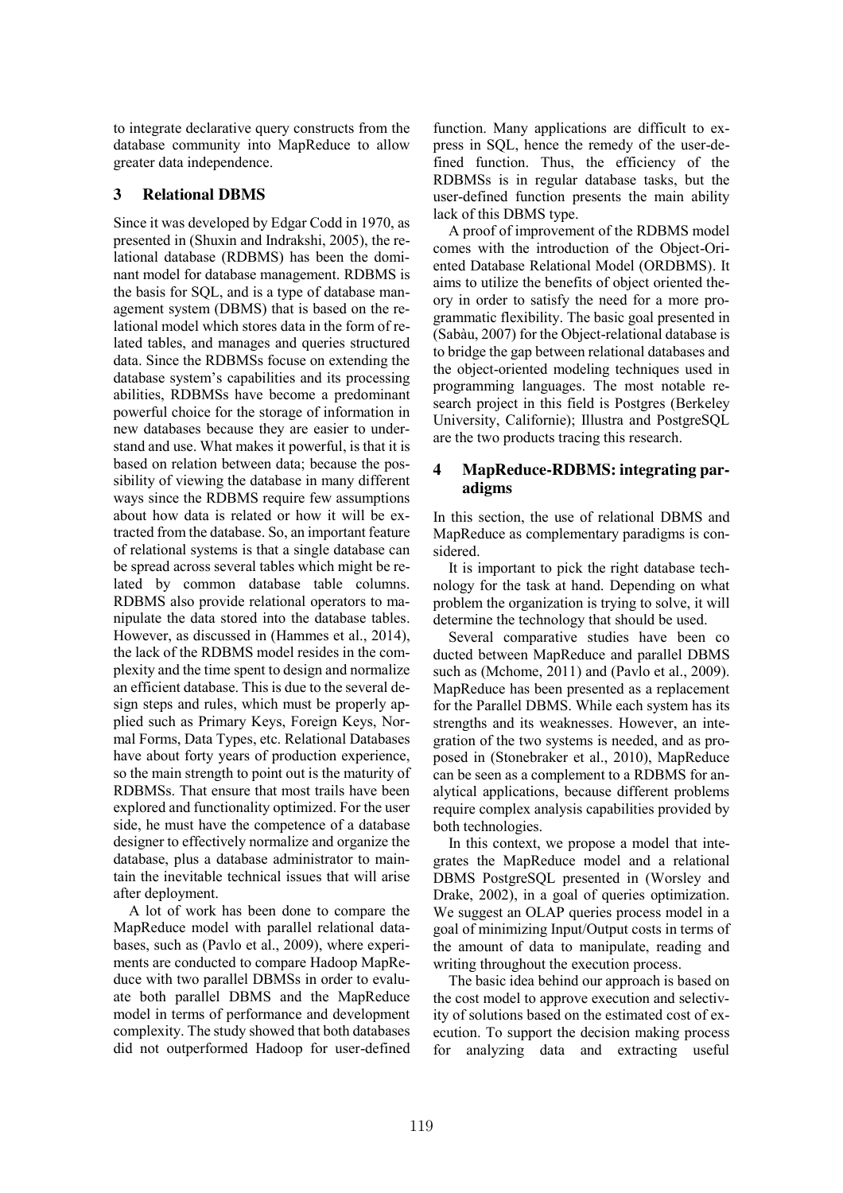to integrate declarative query constructs from the database community into MapReduce to allow greater data independence.

## 3 Relational DBMS

Since it was developed by Edgar Codd in 1970, as presented in (Shuxin and Indrakshi, 2005), the relational database (RDBMS) has been the dominant model for database management. RDBMS is the basis for SQL, and is a type of database management system (DBMS) that is based on the relational model which stores data in the form of related tables, and manages and queries structured data. Since the RDBMSs focus on extending the database system's capabilities and its processing abilities, RDBMSs have become a predominant powerful choice for the storage of information in new databases because they are easier to understand and use. What makes it powerful, is that it is based on relation between data; because the possibility of viewing the database in many different ways since the RDBMS require few assumptions about how data is related or how it will be extracted from the database. So, an important feature of relational systems is that a single database can be spread across several tables which might be related by common database table columns. RDBMS also provide relational operators to manipulate the data stored into the database tables. However, as discussed in (Hammes et al., 2014), the lack of the RDBMS model resides in the complexity and the time spent to design and normalize an efficient database. This is due to the several design steps and rules, which must be properly applied such as Primary Keys, Foreign Keys, Normal Forms, Data Types, etc. Relational Databases have about forty years of production experience, so the main strength to point out is the maturity of RDBMSs. That ensure that most trails have been explored and functionality optimized. For the user side, he must have the competence of a database designer to effectively normalize and organize the database, plus a database administrator to maintain the inevitable technical issues that will arise after deployment.

A lot of work has been done to compare the MapReduce model with parallel relational databases, such as (Pavlo et al., 2009), where experiments are conducted to compare Hadoop MapReduce with two parallel DBMSs in order to evaluate both parallel DBMS and the MapReduce model in terms of performance and development complexity. The study showed that both databases did not outperformed Hadoop for user-defined function. Many applications are difficult to express in SQL, hence the remedy of the user-defined function. Thus, the efficiency of the RDBMSs is in regular database tasks, but the user-defined function presents the main ability lack of this DBMS type.

A proof of improvement of the RDBMS model comes with the introduction of the Object-Oriented Database Relational Model (ORDBMS). It aims to utilize the benefits of object oriented theory in order to satisfy the need for a more programmatic flexibility. The basic goal presented in (Sabàu, 2007) for the Object-relational database is to bridge the gap between relational databases and the object-oriented modeling techniques used in programming languages. The most notable research project in this field is Postgres (Berkeley University, Californie); Illustra and PostgreSQL are the two products tracing this research.

## 4 MapReduce-RDBMS: integrating paradigms

In this section, the use of relational DBMS and MapReduce as complementary paradigms is considered.

It is important to pick the right database technology for the task at hand. Depending on what problem the organization is trying to solve, it will determine the technology that should be used.

Several comparative studies have been co ducted between MapReduce and parallel DBMS such as (Mchome, 2011) and (Pavlo et al., 2009). MapReduce has been presented as a replacement for the Parallel DBMS. While each system has its strengths and its weaknesses. However, an integration of the two systems is needed, and as proposed in (Stonebraker et al., 2010), MapReduce can be seen as a complement to a RDBMS for analytical applications, because different problems require complex analysis capabilities provided by both technologies.

In this context, we propose a model that integrates the MapReduce model and a relational DBMS PostgreSQL presented in (Worsley and Drake, 2002), in a goal of queries optimization. We suggest an OLAP queries process model in a goal of minimizing Input/Output costs in terms of the amount of data to manipulate, reading and writing throughout the execution process.

The basic idea behind our approach is based on the cost model to approve execution and selectivity of solutions based on the estimated cost of execution. To support the decision making process for analyzing data and extracting useful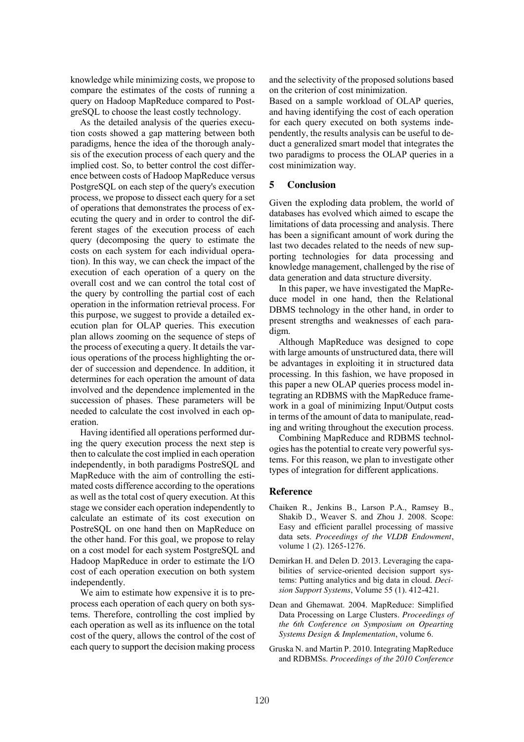knowledge while minimizing costs, we propose to compare the estimates of the costs of running a query on Hadoop MapReduce compared to PostgreSQL to choose the least costly technology.

As the detailed analysis of the queries execution costs showed a gap mattering between both paradigms, hence the idea of the thorough analysis of the execution process of each query and the implied cost. So, to better control the cost difference between costs of Hadoop MapReduce versus PostgreSQL on each step of the query's execution process, we propose to dissect each query for a set of operations that demonstrates the process of executing the query and in order to control the different stages of the execution process of each query (decomposing the query to estimate the costs on each system for each individual operation). In this way, we can check the impact of the execution of each operation of a query on the overall cost and we can control the total cost of the query by controlling the partial cost of each operation in the information retrieval process. For this purpose, we suggest to provide a detailed execution plan for OLAP queries. This execution plan allows zooming on the sequence of steps of the process of executing a query. It details the various operations of the process highlighting the order of succession and dependence. In addition, it determines for each operation the amount of data involved and the dependence implemented in the succession of phases. These parameters will be needed to calculate the cost involved in each operation.

Having identified all operations performed during the query execution process the next step is then to calculate the cost implied in each operation independently, in both paradigms PostreSQL and MapReduce with the aim of controlling the estimated costs difference according to the operations as well as the total cost of query execution. At this stage we consider each operation independently to calculate an estimate of its cost execution on PostreSQL on one hand then on MapReduce on the other hand. For this goal, we propose to relay on a cost model for each system PostgreSQL and Hadoop MapReduce in order to estimate the I/O cost of each operation execution on both system independently.

We aim to estimate how expensive it is to preprocess each operation of each query on both systems. Therefore, controlling the cost implied by each operation as well as its influence on the total cost of the query, allows the control of the cost of each query to support the decision making process and the selectivity of the proposed solutions based on the criterion of cost minimization.

Based on a sample workload of OLAP queries, and having identifying the cost of each operation for each query executed on both systems independently, the results analysis can be useful to deduct a generalized smart model that integrates the two paradigms to process the OLAP queries in a cost minimization way.

## 5 Conclusion

Given the exploding data problem, the world of databases has evolved which aimed to escape the limitations of data processing and analysis. There has been a significant amount of work during the last two decades related to the needs of new supporting technologies for data processing and knowledge management, challenged by the rise of data generation and data structure diversity.

In this paper, we have investigated the MapReduce model in one hand, then the Relational DBMS technology in the other hand, in order to present strengths and weaknesses of each paradigm.

Although MapReduce was designed to cope with large amounts of unstructured data, there will be advantages in exploiting it in structured data processing. In this fashion, we have proposed in this paper a new OLAP queries process model integrating an RDBMS with the MapReduce framework in a goal of minimizing Input/Output costs in terms of the amount of data to manipulate, reading and writing throughout the execution process.

Combining MapReduce and RDBMS technologies has the potential to create very powerful systems. For this reason, we plan to investigate other types of integration for different applications.

## Reference

Chaiken R., Jenkins B., Larson P.A., Ramsey B., Shakib D., Weaver S. and Zhou J. 2008. Scope: Easy and efficient parallel processing of massive data sets. *Proceedings of the VLDB Endowment*, volume 1 (2). 1265-1276.

Demirkan H. and Delen D. 2013. Leveraging the capabilities of service-oriented decision support systems: Putting analytics and big data in cloud. *Decision Support Systems*, Volume 55 (1). 412-421.

Dean and Ghemawat. 2004. MapReduce: Simplified Data Processing on Large Clusters. *Proceedings of the 6th Conference on Symposium on Opearting Systems Design & Implementation*, volume 6.

Gruska N. and Martin P. 2010. Integrating MapReduce and RDBMSs. *Proceedings of the 2010 Conference*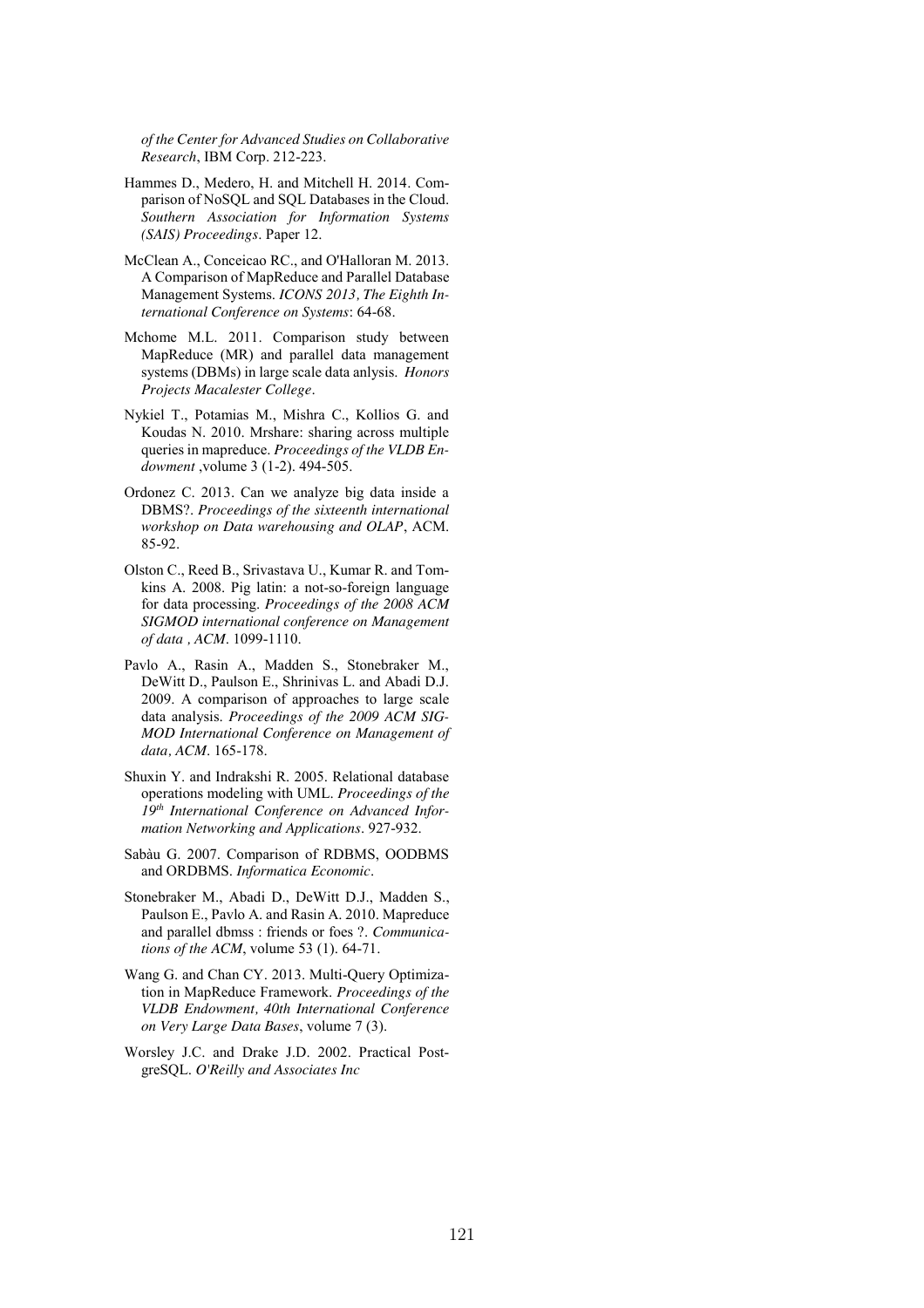*of the Center for Advanced Studies on Collaborative Research*, IBM Corp. 212-223.

Hammes D., Medero, H. and Mitchell H. 2014. Comparison of NoSQL and SQL Databases in the Cloud. *Southern Association for Information Systems (SAIS) Proceedings*. Paper 12.

McClean A., Conceicao RC., and O'Halloran M. 2013. A Comparison of MapReduce and Parallel Database Management Systems. *ICONS 2013, The Eighth International Conference on Systems*: 64-68.

Mchome M.L. 2011. Comparison study between MapReduce (MR) and parallel data management systems (DBMs) in large scale data anlysis. *Honors Projects Macalester College*.

Nykiel T., Potamias M., Mishra C., Kollios G. and Koudas N. 2010. Mrshare: sharing across multiple queries in mapreduce. *Proceedings of the VLDB Endowment* ,volume 3 (1-2). 494-505.

Ordonez C. 2013. Can we analyze big data inside a DBMS?. *Proceedings of the sixteenth international workshop on Data warehousing and OLAP*, ACM. 85-92.

Olston C., Reed B., Srivastava U., Kumar R. and Tomkins A. 2008. Pig latin: a not-so-foreign language for data processing. *Proceedings of the 2008 ACM SIGMOD international conference on Management of data , ACM*. 1099-1110.

Pavlo A., Rasin A., Madden S., Stonebraker M., DeWitt D., Paulson E., Shrinivas L. and Abadi D.J. 2009. A comparison of approaches to large scale data analysis. *Proceedings of the 2009 ACM SIGMOD International Conference on Management of data, ACM*. 165-178.

Shuxin Y. and Indrakshi R. 2005. Relational database operations modeling with UML. *Proceedings of the 19th International Conference on Advanced Information Networking and Applications*. 927-932.

Sabàu G. 2007. Comparison of RDBMS, OODBMS and ORDBMS. *Informatica Economic*.

Stonebraker M., Abadi D., DeWitt D.J., Madden S., Paulson E., Pavlo A. and Rasin A. 2010. Mapreduce and parallel dbmss : friends or foes ?. *Communications of the ACM*, volume 53 (1). 64-71.

Wang G. and Chan CY. 2013. Multi-Query Optimization in MapReduce Framework. *Proceedings of the VLDB Endowment, 40th International Conference on Very Large Data Bases*, volume 7 (3).

Worsley J.C. and Drake J.D. 2002. Practical PostgreSQL. *O'Reilly and Associates Inc*